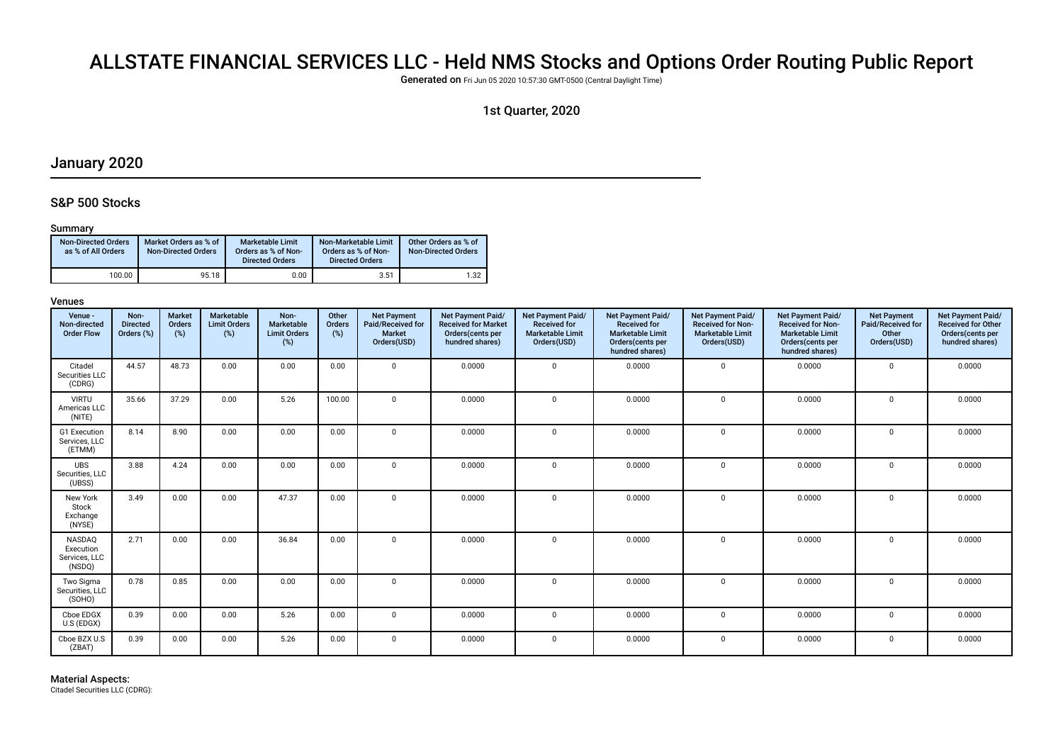# ALLSTATE FINANCIAL SERVICES LLC - Held NMS Stocks and Options Order Routing Public Report

**Generated on** Fri Jun 05 2020 10:57:30 GMT-0500 (Central Daylight Time)

1st Quarter, 2020

## January 2020

### S&P 500 Stocks

#### Summary

| Non-Directed Orders as % of All Orders | Market Orders as % of Non-Directed Orders | Marketable Limit Orders as % of Non-Directed Orders | Non-Marketable Limit Orders as % of Non-Directed Orders | Other Orders as % of Non-Directed Orders |
|---|---|---|---|---|
| 100.00 | 95.18 | 0.00 | 3.51 | 1.32 |

#### Venues

| Venue - Non-directed Order Flow | Non-Directed Orders (%) | Market Orders (%) | Marketable Limit Orders (%) | Non-Marketable Limit Orders (%) | Other Orders (%) | Net Payment Paid/Received for Market Orders(USD) | Net Payment Paid/Received for Market Orders(cents per hundred shares) | Net Payment Paid/Received for Marketable Limit Orders(USD) | Net Payment Paid/Received for Marketable Limit Orders(cents per hundred shares) | Net Payment Paid/Received for Non-Marketable Limit Orders(USD) | Net Payment Paid/Received for Non-Marketable Limit Orders(cents per hundred shares) | Net Payment Paid/Received for Other Orders(USD) | Net Payment Paid/Received for Other Orders(cents per hundred shares) |
|---|---|---|---|---|---|---|---|---|---|---|---|---|---|
| Citadel Securities LLC (CDRG) | 44.57 | 48.73 | 0.00 | 0.00 | 0.00 | 0 | 0.0000 | 0 | 0.0000 | 0 | 0.0000 | 0 | 0.0000 |
| VIRTU Americas LLC (NITE) | 35.66 | 37.29 | 0.00 | 5.26 | 100.00 | 0 | 0.0000 | 0 | 0.0000 | 0 | 0.0000 | 0 | 0.0000 |
| G1 Execution Services, LLC (ETMM) | 8.14 | 8.90 | 0.00 | 0.00 | 0.00 | 0 | 0.0000 | 0 | 0.0000 | 0 | 0.0000 | 0 | 0.0000 |
| UBS Securities, LLC (UBSS) | 3.88 | 4.24 | 0.00 | 0.00 | 0.00 | 0 | 0.0000 | 0 | 0.0000 | 0 | 0.0000 | 0 | 0.0000 |
| New York Stock Exchange (NYSE) | 3.49 | 0.00 | 0.00 | 47.37 | 0.00 | 0 | 0.0000 | 0 | 0.0000 | 0 | 0.0000 | 0 | 0.0000 |
| NASDAQ Execution Services, LLC (NSDQ) | 2.71 | 0.00 | 0.00 | 36.84 | 0.00 | 0 | 0.0000 | 0 | 0.0000 | 0 | 0.0000 | 0 | 0.0000 |
| Two Sigma Securities, LLC (SOHO) | 0.78 | 0.85 | 0.00 | 0.00 | 0.00 | 0 | 0.0000 | 0 | 0.0000 | 0 | 0.0000 | 0 | 0.0000 |
| Cboe EDGX U.S (EDGX) | 0.39 | 0.00 | 0.00 | 5.26 | 0.00 | 0 | 0.0000 | 0 | 0.0000 | 0 | 0.0000 | 0 | 0.0000 |
| Cboe BZX U.S (ZBAT) | 0.39 | 0.00 | 0.00 | 5.26 | 0.00 | 0 | 0.0000 | 0 | 0.0000 | 0 | 0.0000 | 0 | 0.0000 |

#### Material Aspects:

Citadel Securities LLC (CDRG):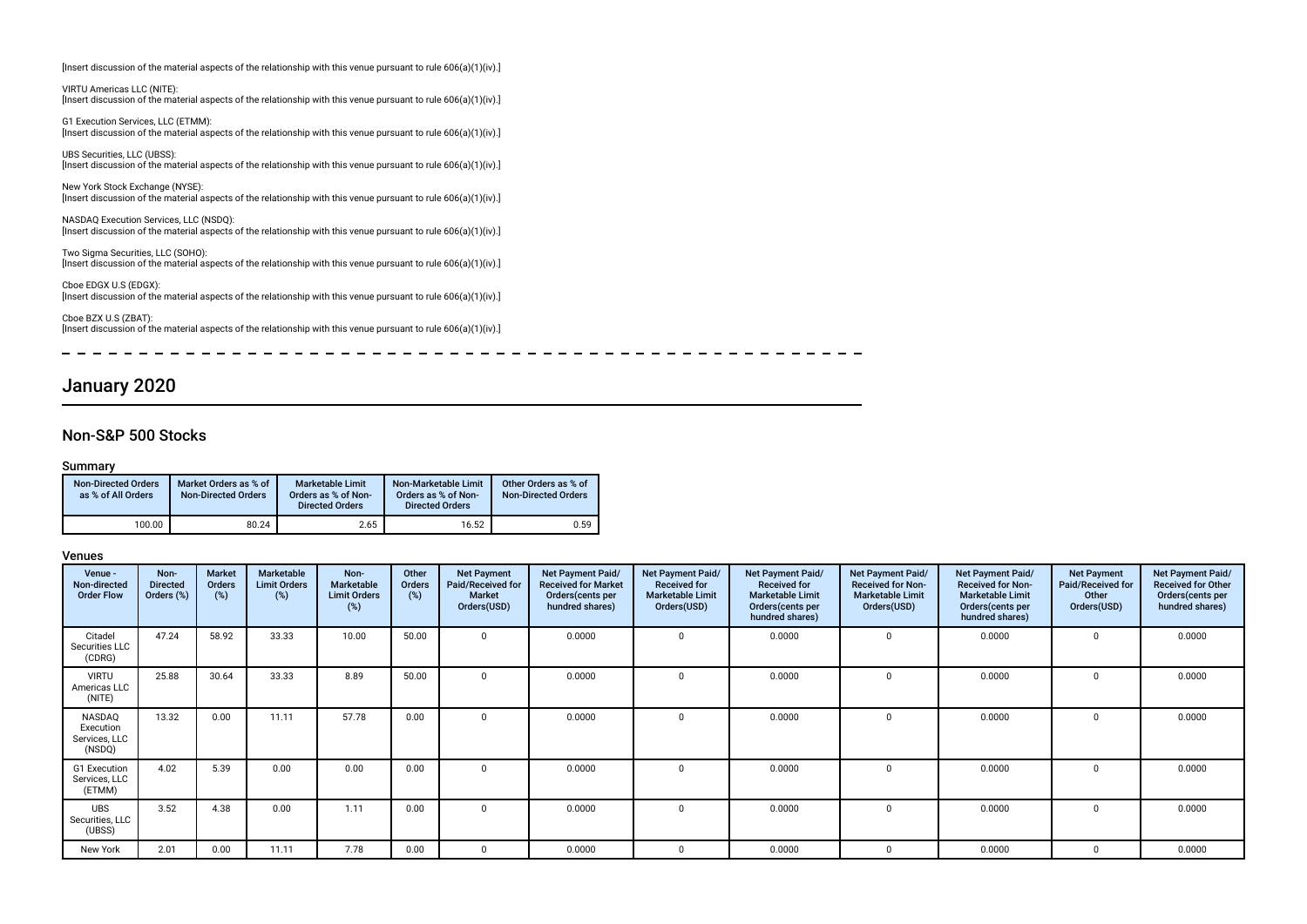[Insert discussion of the material aspects of the relationship with this venue pursuant to rule 606(a)(1)(iv).]

VIRTU Americas LLC (NITE):
[Insert discussion of the material aspects of the relationship with this venue pursuant to rule 606(a)(1)(iv).]

G1 Execution Services, LLC (ETMM):
[Insert discussion of the material aspects of the relationship with this venue pursuant to rule 606(a)(1)(iv).]

UBS Securities, LLC (UBSS):
[Insert discussion of the material aspects of the relationship with this venue pursuant to rule 606(a)(1)(iv).]

New York Stock Exchange (NYSE):
[Insert discussion of the material aspects of the relationship with this venue pursuant to rule 606(a)(1)(iv).]

NASDAQ Execution Services, LLC (NSDQ):
[Insert discussion of the material aspects of the relationship with this venue pursuant to rule 606(a)(1)(iv).]

Two Sigma Securities, LLC (SOHO):
[Insert discussion of the material aspects of the relationship with this venue pursuant to rule 606(a)(1)(iv).]

Cboe EDGX U.S (EDGX):
[Insert discussion of the material aspects of the relationship with this venue pursuant to rule 606(a)(1)(iv).]

Cboe BZX U.S (ZBAT):
[Insert discussion of the material aspects of the relationship with this venue pursuant to rule 606(a)(1)(iv).]

# January 2020

## Non-S&P 500 Stocks

### Summary

| Non-Directed Orders as % of All Orders | Market Orders as % of Non-Directed Orders | Marketable Limit Orders as % of Non-Directed Orders | Non-Marketable Limit Orders as % of Non-Directed Orders | Other Orders as % of Non-Directed Orders |
|---|---|---|---|---|
| 100.00 | 80.24 | 2.65 | 16.52 | 0.59 |

### Venues

| Venue - Non-directed Order Flow | Non-Directed Orders (%) | Market Orders (%) | Marketable Limit Orders (%) | Non-Marketable Limit Orders (%) | Other Orders (%) | Net Payment Paid/Received for Market Orders(USD) | Net Payment Paid/Received for Market Orders(cents per hundred shares) | Net Payment Paid/Received for Marketable Limit Orders(USD) | Net Payment Paid/Received for Marketable Limit Orders(cents per hundred shares) | Net Payment Paid/Received for Non-Marketable Limit Orders(USD) | Net Payment Paid/Received for Non-Marketable Limit Orders(cents per hundred shares) | Net Payment Paid/Received for Other Orders(USD) | Net Payment Paid/Received for Other Orders(cents per hundred shares) |
|---|---|---|---|---|---|---|---|---|---|---|---|---|---|
| Citadel Securities LLC (CDRG) | 47.24 | 58.92 | 33.33 | 10.00 | 50.00 | 0 | 0.0000 | 0 | 0.0000 | 0 | 0.0000 | 0 | 0.0000 |
| VIRTU Americas LLC (NITE) | 25.88 | 30.64 | 33.33 | 8.89 | 50.00 | 0 | 0.0000 | 0 | 0.0000 | 0 | 0.0000 | 0 | 0.0000 |
| NASDAQ Execution Services, LLC (NSDQ) | 13.32 | 0.00 | 11.11 | 57.78 | 0.00 | 0 | 0.0000 | 0 | 0.0000 | 0 | 0.0000 | 0 | 0.0000 |
| G1 Execution Services, LLC (ETMM) | 4.02 | 5.39 | 0.00 | 0.00 | 0.00 | 0 | 0.0000 | 0 | 0.0000 | 0 | 0.0000 | 0 | 0.0000 |
| UBS Securities, LLC (UBSS) | 3.52 | 4.38 | 0.00 | 1.11 | 0.00 | 0 | 0.0000 | 0 | 0.0000 | 0 | 0.0000 | 0 | 0.0000 |
| New York | 2.01 | 0.00 | 11.11 | 7.78 | 0.00 | 0 | 0.0000 | 0 | 0.0000 | 0 | 0.0000 | 0 | 0.0000 |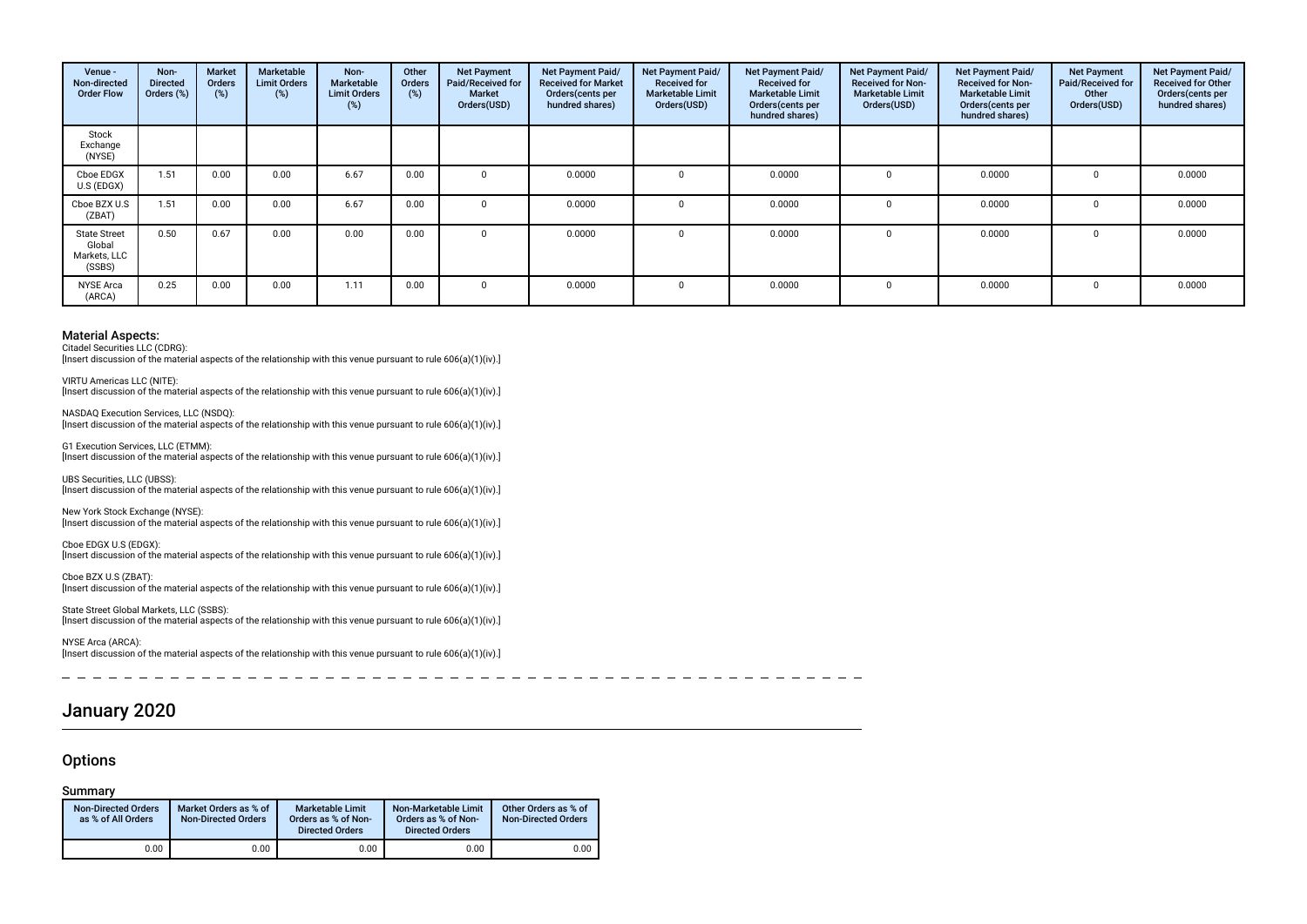| Venue - Non-directed Order Flow | Non-Directed Orders (%) | Market Orders (%) | Marketable Limit Orders (%) | Non-Marketable Limit Orders (%) | Other Orders (%) | Net Payment Paid/Received for Market Orders(USD) | Net Payment Paid/ Received for Market Orders(cents per hundred shares) | Net Payment Paid/ Received for Marketable Limit Orders(USD) | Net Payment Paid/ Received for Marketable Limit Orders(cents per hundred shares) | Net Payment Paid/ Received for Non-Marketable Limit Orders(USD) | Net Payment Paid/ Received for Non-Marketable Limit Orders(cents per hundred shares) | Net Payment Paid/Received for Other Orders(USD) | Net Payment Paid/ Received for Other Orders(cents per hundred shares) |
|---|---|---|---|---|---|---|---|---|---|---|---|---|---|
| Stock Exchange (NYSE) | | | | | | | | | | | | | |
| Cboe EDGX U.S (EDGX) | 1.51 | 0.00 | 0.00 | 6.67 | 0.00 | 0 | 0.0000 | 0 | 0.0000 | 0 | 0.0000 | 0 | 0.0000 |
| Cboe BZX U.S (ZBAT) | 1.51 | 0.00 | 0.00 | 6.67 | 0.00 | 0 | 0.0000 | 0 | 0.0000 | 0 | 0.0000 | 0 | 0.0000 |
| State Street Global Markets, LLC (SSBS) | 0.50 | 0.67 | 0.00 | 0.00 | 0.00 | 0 | 0.0000 | 0 | 0.0000 | 0 | 0.0000 | 0 | 0.0000 |
| NYSE Arca (ARCA) | 0.25 | 0.00 | 0.00 | 1.11 | 0.00 | 0 | 0.0000 | 0 | 0.0000 | 0 | 0.0000 | 0 | 0.0000 |

### Material Aspects:

Citadel Securities LLC (CDRG):
[Insert discussion of the material aspects of the relationship with this venue pursuant to rule 606(a)(1)(iv).]

VIRTU Americas LLC (NITE):
[Insert discussion of the material aspects of the relationship with this venue pursuant to rule 606(a)(1)(iv).]

NASDAQ Execution Services, LLC (NSDQ):
[Insert discussion of the material aspects of the relationship with this venue pursuant to rule 606(a)(1)(iv).]

G1 Execution Services, LLC (ETMM):
[Insert discussion of the material aspects of the relationship with this venue pursuant to rule 606(a)(1)(iv).]

UBS Securities, LLC (UBSS):
[Insert discussion of the material aspects of the relationship with this venue pursuant to rule 606(a)(1)(iv).]

New York Stock Exchange (NYSE):
[Insert discussion of the material aspects of the relationship with this venue pursuant to rule 606(a)(1)(iv).]

Cboe EDGX U.S (EDGX):
[Insert discussion of the material aspects of the relationship with this venue pursuant to rule 606(a)(1)(iv).]

Cboe BZX U.S (ZBAT):
[Insert discussion of the material aspects of the relationship with this venue pursuant to rule 606(a)(1)(iv).]

State Street Global Markets, LLC (SSBS):
[Insert discussion of the material aspects of the relationship with this venue pursuant to rule 606(a)(1)(iv).]

NYSE Arca (ARCA):
[Insert discussion of the material aspects of the relationship with this venue pursuant to rule 606(a)(1)(iv).]

# January 2020

## Options

### Summary

| Non-Directed Orders as % of All Orders | Market Orders as % of Non-Directed Orders | Marketable Limit Orders as % of Non-Directed Orders | Non-Marketable Limit Orders as % of Non-Directed Orders | Other Orders as % of Non-Directed Orders |
|---|---|---|---|---|
| 0.00 | 0.00 | 0.00 | 0.00 | 0.00 |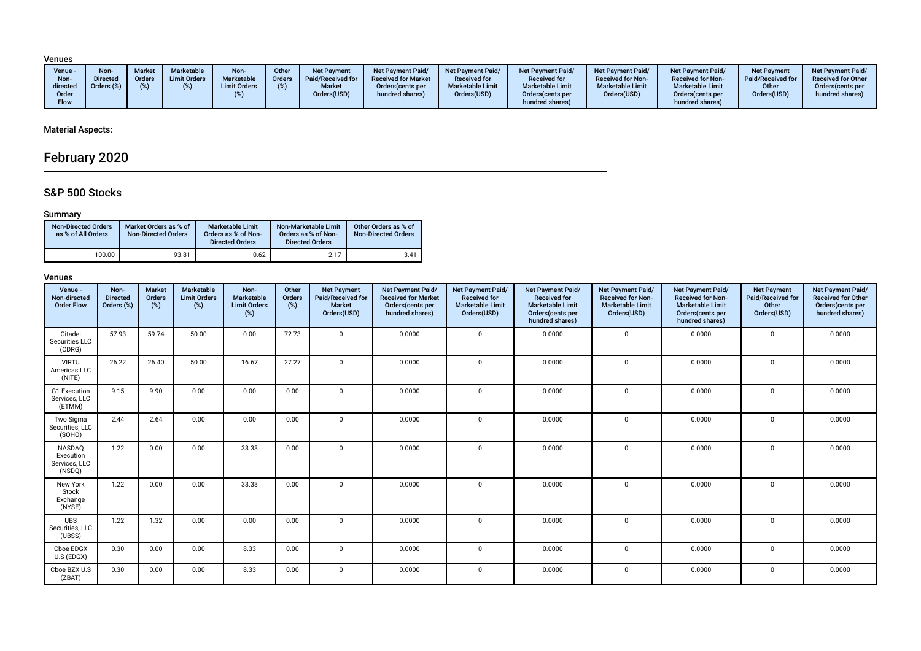### Venues

| Venue - Non-directed Order Flow | Non-Directed Orders (%) | Market Orders (%) | Marketable Limit Orders (%) | Non-Marketable Limit Orders (%) | Other Orders (%) | Net Payment Paid/Received for Market Orders(USD) | Net Payment Paid/Received for Market Orders(cents per hundred shares) | Net Payment Paid/Received for Marketable Limit Orders(USD) | Net Payment Paid/Received for Marketable Limit Orders(cents per hundred shares) | Net Payment Paid/Received for Non-Marketable Limit Orders(USD) | Net Payment Paid/Received for Non-Marketable Limit Orders(cents per hundred shares) | Net Payment Paid/Received for Other Orders(USD) | Net Payment Paid/Received for Other Orders(cents per hundred shares) |
|---|---|---|---|---|---|---|---|---|---|---|---|---|---|

Material Aspects:

# February 2020

## S&P 500 Stocks

### Summary

| Non-Directed Orders as % of All Orders | Market Orders as % of Non-Directed Orders | Marketable Limit Orders as % of Non-Directed Orders | Non-Marketable Limit Orders as % of Non-Directed Orders | Other Orders as % of Non-Directed Orders |
|---|---|---|---|---|
| 100.00 | 93.81 | 0.62 | 2.17 | 3.41 |

### Venues

| Venue - Non-directed Order Flow | Non-Directed Orders (%) | Market Orders (%) | Marketable Limit Orders (%) | Non-Marketable Limit Orders (%) | Other Orders (%) | Net Payment Paid/Received for Market Orders(USD) | Net Payment Paid/Received for Market Orders(cents per hundred shares) | Net Payment Paid/Received for Marketable Limit Orders(USD) | Net Payment Paid/Received for Marketable Limit Orders(cents per hundred shares) | Net Payment Paid/Received for Non-Marketable Limit Orders(USD) | Net Payment Paid/Received for Non-Marketable Limit Orders(cents per hundred shares) | Net Payment Paid/Received for Other Orders(USD) | Net Payment Paid/Received for Other Orders(cents per hundred shares) |
|---|---|---|---|---|---|---|---|---|---|---|---|---|---|
| Citadel Securities LLC (CDRG) | 57.93 | 59.74 | 50.00 | 0.00 | 72.73 | 0 | 0.0000 | 0 | 0.0000 | 0 | 0.0000 | 0 | 0.0000 |
| VIRTU Americas LLC (NITE) | 26.22 | 26.40 | 50.00 | 16.67 | 27.27 | 0 | 0.0000 | 0 | 0.0000 | 0 | 0.0000 | 0 | 0.0000 |
| G1 Execution Services, LLC (ETMM) | 9.15 | 9.90 | 0.00 | 0.00 | 0.00 | 0 | 0.0000 | 0 | 0.0000 | 0 | 0.0000 | 0 | 0.0000 |
| Two Sigma Securities, LLC (SOHO) | 2.44 | 2.64 | 0.00 | 0.00 | 0.00 | 0 | 0.0000 | 0 | 0.0000 | 0 | 0.0000 | 0 | 0.0000 |
| NASDAQ Execution Services, LLC (NSDQ) | 1.22 | 0.00 | 0.00 | 33.33 | 0.00 | 0 | 0.0000 | 0 | 0.0000 | 0 | 0.0000 | 0 | 0.0000 |
| New York Stock Exchange (NYSE) | 1.22 | 0.00 | 0.00 | 33.33 | 0.00 | 0 | 0.0000 | 0 | 0.0000 | 0 | 0.0000 | 0 | 0.0000 |
| UBS Securities, LLC (UBSS) | 1.22 | 1.32 | 0.00 | 0.00 | 0.00 | 0 | 0.0000 | 0 | 0.0000 | 0 | 0.0000 | 0 | 0.0000 |
| Cboe EDGX U.S (EDGX) | 0.30 | 0.00 | 0.00 | 8.33 | 0.00 | 0 | 0.0000 | 0 | 0.0000 | 0 | 0.0000 | 0 | 0.0000 |
| Cboe BZX U.S (ZBAT) | 0.30 | 0.00 | 0.00 | 8.33 | 0.00 | 0 | 0.0000 | 0 | 0.0000 | 0 | 0.0000 | 0 | 0.0000 |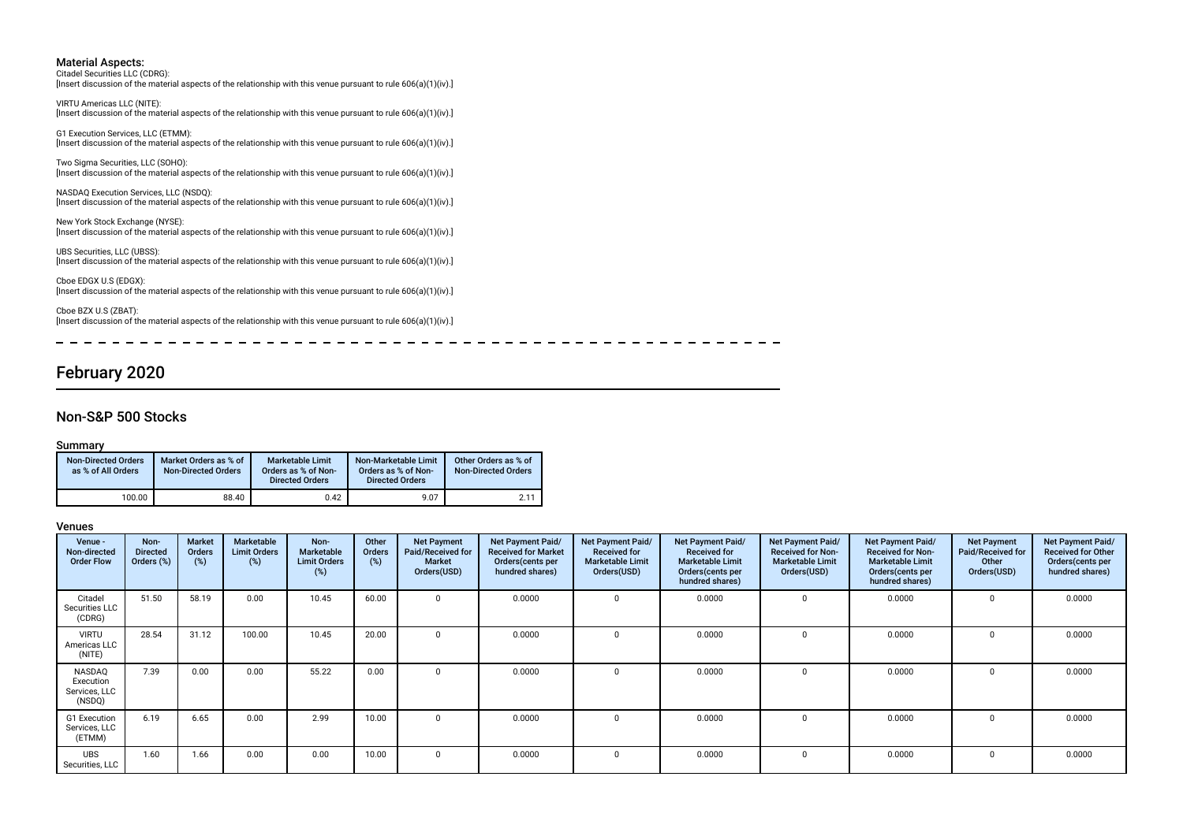### Material Aspects:

Citadel Securities LLC (CDRG):
[Insert discussion of the material aspects of the relationship with this venue pursuant to rule 606(a)(1)(iv).]

VIRTU Americas LLC (NITE):
[Insert discussion of the material aspects of the relationship with this venue pursuant to rule 606(a)(1)(iv).]

G1 Execution Services, LLC (ETMM):
[Insert discussion of the material aspects of the relationship with this venue pursuant to rule 606(a)(1)(iv).]

Two Sigma Securities, LLC (SOHO):
[Insert discussion of the material aspects of the relationship with this venue pursuant to rule 606(a)(1)(iv).]

NASDAQ Execution Services, LLC (NSDQ):
[Insert discussion of the material aspects of the relationship with this venue pursuant to rule 606(a)(1)(iv).]

New York Stock Exchange (NYSE):
[Insert discussion of the material aspects of the relationship with this venue pursuant to rule 606(a)(1)(iv).]

UBS Securities, LLC (UBSS):
[Insert discussion of the material aspects of the relationship with this venue pursuant to rule 606(a)(1)(iv).]

Cboe EDGX U.S (EDGX):
[Insert discussion of the material aspects of the relationship with this venue pursuant to rule 606(a)(1)(iv).]

Cboe BZX U.S (ZBAT):
[Insert discussion of the material aspects of the relationship with this venue pursuant to rule 606(a)(1)(iv).]

# February 2020

## Non-S&P 500 Stocks

### Summary

| Non-Directed Orders as % of All Orders | Market Orders as % of Non-Directed Orders | Marketable Limit Orders as % of Non-Directed Orders | Non-Marketable Limit Orders as % of Non-Directed Orders | Other Orders as % of Non-Directed Orders |
|---|---|---|---|---|
| 100.00 | 88.40 | 0.42 | 9.07 | 2.11 |

### Venues

| Venue - Non-directed Order Flow | Non-Directed Orders (%) | Market Orders (%) | Marketable Limit Orders (%) | Non-Marketable Limit Orders (%) | Other Orders (%) | Net Payment Paid/Received for Market Orders(USD) | Net Payment Paid/Received for Market Orders(cents per hundred shares) | Net Payment Paid/Received for Marketable Limit Orders(USD) | Net Payment Paid/Received for Marketable Limit Orders(cents per hundred shares) | Net Payment Paid/Received for Non-Marketable Limit Orders(USD) | Net Payment Paid/Received for Non-Marketable Limit Orders(cents per hundred shares) | Net Payment Paid/Received for Other Orders(USD) | Net Payment Paid/Received for Other Orders(cents per hundred shares) |
|---|---|---|---|---|---|---|---|---|---|---|---|---|---|
| Citadel Securities LLC (CDRG) | 51.50 | 58.19 | 0.00 | 10.45 | 60.00 | 0 | 0.0000 | 0 | 0.0000 | 0 | 0.0000 | 0 | 0.0000 |
| VIRTU Americas LLC (NITE) | 28.54 | 31.12 | 100.00 | 10.45 | 20.00 | 0 | 0.0000 | 0 | 0.0000 | 0 | 0.0000 | 0 | 0.0000 |
| NASDAQ Execution Services, LLC (NSDQ) | 7.39 | 0.00 | 0.00 | 55.22 | 0.00 | 0 | 0.0000 | 0 | 0.0000 | 0 | 0.0000 | 0 | 0.0000 |
| G1 Execution Services, LLC (ETMM) | 6.19 | 6.65 | 0.00 | 2.99 | 10.00 | 0 | 0.0000 | 0 | 0.0000 | 0 | 0.0000 | 0 | 0.0000 |
| UBS Securities, LLC | 1.60 | 1.66 | 0.00 | 0.00 | 10.00 | 0 | 0.0000 | 0 | 0.0000 | 0 | 0.0000 | 0 | 0.0000 |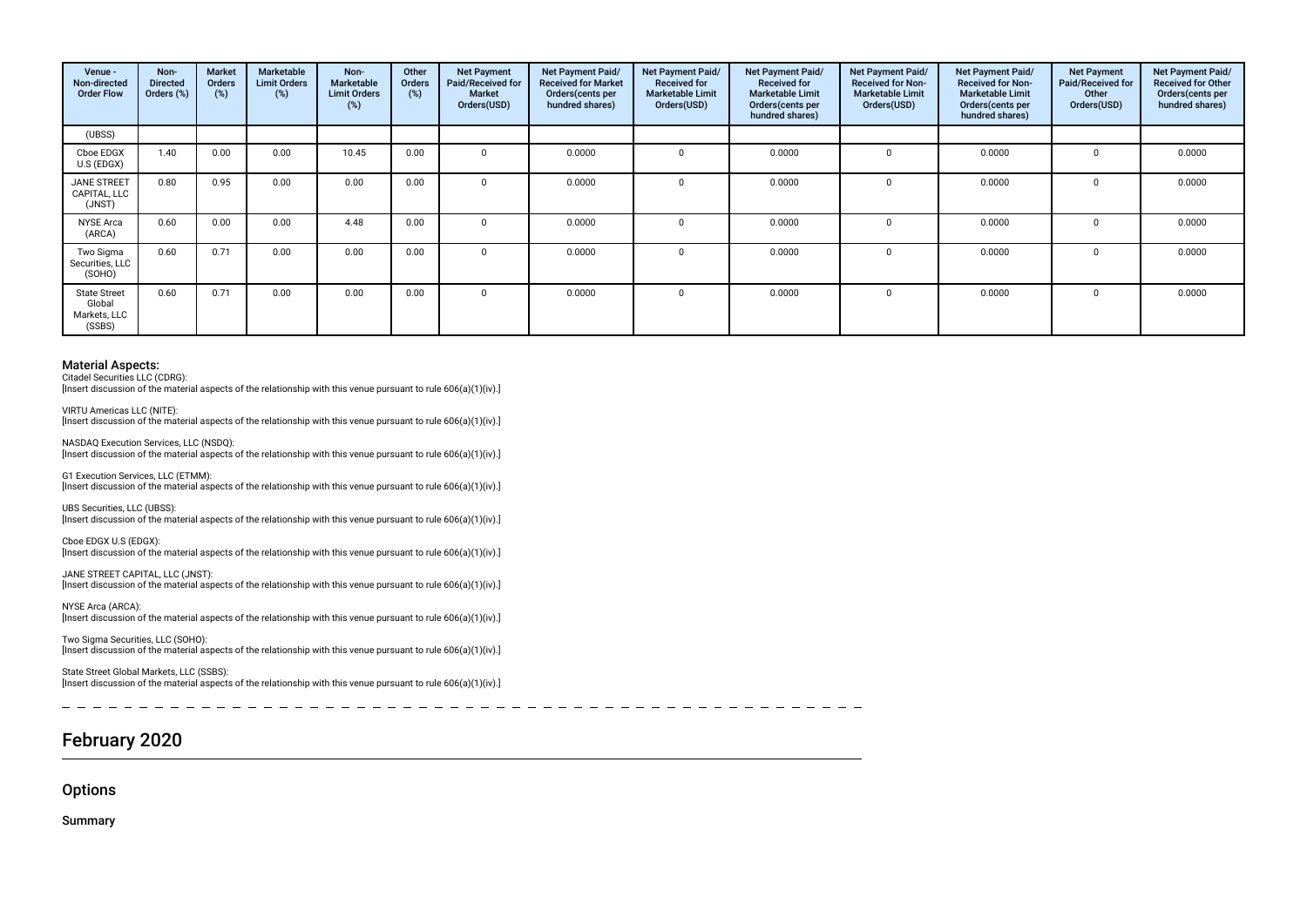| Venue - Non-directed Order Flow | Non-Directed Orders (%) | Market Orders (%) | Marketable Limit Orders (%) | Non-Marketable Limit Orders (%) | Other Orders (%) | Net Payment Paid/Received for Market Orders(USD) | Net Payment Paid/ Received for Market Orders(cents per hundred shares) | Net Payment Paid/ Received for Marketable Limit Orders(USD) | Net Payment Paid/ Received for Marketable Limit Orders(cents per hundred shares) | Net Payment Paid/ Received for Non-Marketable Limit Orders(USD) | Net Payment Paid/ Received for Non-Marketable Limit Orders(cents per hundred shares) | Net Payment Paid/Received for Other Orders(USD) | Net Payment Paid/ Received for Other Orders(cents per hundred shares) |
|---|---|---|---|---|---|---|---|---|---|---|---|---|---|
| (UBSS) | | | | | | | | | | | | | |
| Cboe EDGX U.S (EDGX) | 1.40 | 0.00 | 0.00 | 10.45 | 0.00 | 0 | 0.0000 | 0 | 0.0000 | 0 | 0.0000 | 0 | 0.0000 |
| JANE STREET CAPITAL, LLC (JNST) | 0.80 | 0.95 | 0.00 | 0.00 | 0.00 | 0 | 0.0000 | 0 | 0.0000 | 0 | 0.0000 | 0 | 0.0000 |
| NYSE Arca (ARCA) | 0.60 | 0.00 | 0.00 | 4.48 | 0.00 | 0 | 0.0000 | 0 | 0.0000 | 0 | 0.0000 | 0 | 0.0000 |
| Two Sigma Securities, LLC (SOHO) | 0.60 | 0.71 | 0.00 | 0.00 | 0.00 | 0 | 0.0000 | 0 | 0.0000 | 0 | 0.0000 | 0 | 0.0000 |
| State Street Global Markets, LLC (SSBS) | 0.60 | 0.71 | 0.00 | 0.00 | 0.00 | 0 | 0.0000 | 0 | 0.0000 | 0 | 0.0000 | 0 | 0.0000 |

**Material Aspects:**

Citadel Securities LLC (CDRG):
[Insert discussion of the material aspects of the relationship with this venue pursuant to rule 606(a)(1)(iv).]

VIRTU Americas LLC (NITE):
[Insert discussion of the material aspects of the relationship with this venue pursuant to rule 606(a)(1)(iv).]

NASDAQ Execution Services, LLC (NSDQ):
[Insert discussion of the material aspects of the relationship with this venue pursuant to rule 606(a)(1)(iv).]

G1 Execution Services, LLC (ETMM):
[Insert discussion of the material aspects of the relationship with this venue pursuant to rule 606(a)(1)(iv).]

UBS Securities, LLC (UBSS):
[Insert discussion of the material aspects of the relationship with this venue pursuant to rule 606(a)(1)(iv).]

Cboe EDGX U.S (EDGX):
[Insert discussion of the material aspects of the relationship with this venue pursuant to rule 606(a)(1)(iv).]

JANE STREET CAPITAL, LLC (JNST):
[Insert discussion of the material aspects of the relationship with this venue pursuant to rule 606(a)(1)(iv).]

NYSE Arca (ARCA):
[Insert discussion of the material aspects of the relationship with this venue pursuant to rule 606(a)(1)(iv).]

Two Sigma Securities, LLC (SOHO):
[Insert discussion of the material aspects of the relationship with this venue pursuant to rule 606(a)(1)(iv).]

State Street Global Markets, LLC (SSBS):
[Insert discussion of the material aspects of the relationship with this venue pursuant to rule 606(a)(1)(iv).]

## February 2020

### Options

#### Summary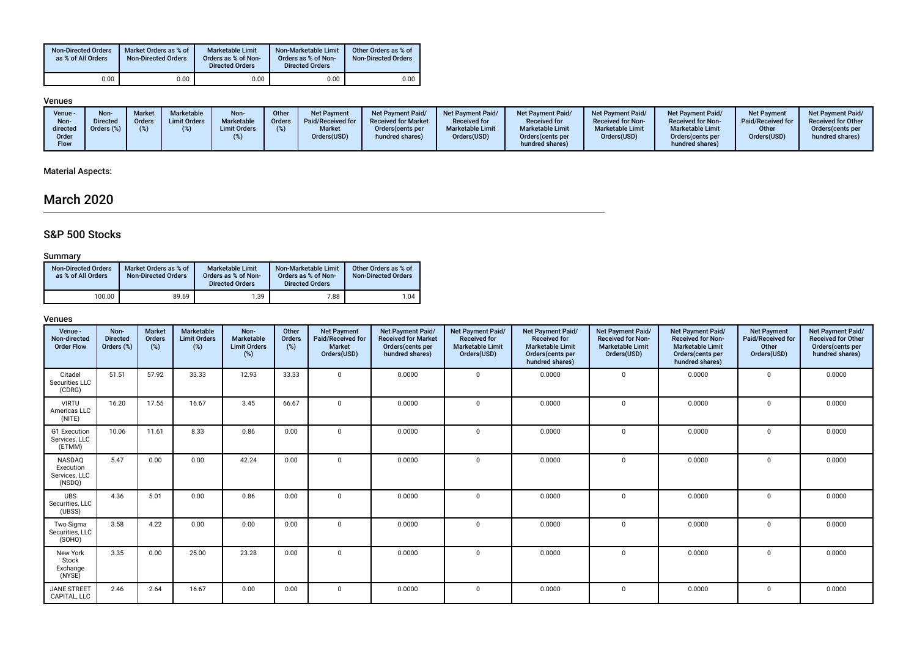| Non-Directed Orders as % of All Orders | Market Orders as % of Non-Directed Orders | Marketable Limit Orders as % of Non-Directed Orders | Non-Marketable Limit Orders as % of Non-Directed Orders | Other Orders as % of Non-Directed Orders |
|---|---|---|---|---|
| 0.00 | 0.00 | 0.00 | 0.00 | 0.00 |

### Venues

| Venue - Non-directed Order Flow | Non-Directed Orders (%) | Market Orders (%) | Marketable Limit Orders (%) | Non-Marketable Limit Orders (%) | Other Orders (%) | Net Payment Paid/Received for Market Orders(USD) | Net Payment Paid/Received for Market Orders(cents per hundred shares) | Net Payment Paid/Received for Marketable Limit Orders(USD) | Net Payment Paid/Received for Marketable Limit Orders(cents per hundred shares) | Net Payment Paid/Received for Non-Marketable Limit Orders(USD) | Net Payment Paid/Received for Non-Marketable Limit Orders(cents per hundred shares) | Net Payment Paid/Received for Other Orders(USD) | Net Payment Paid/Received for Other Orders(cents per hundred shares) |
|---|---|---|---|---|---|---|---|---|---|---|---|---|---|

### Material Aspects:

# March 2020

## S&P 500 Stocks

### Summary

| Non-Directed Orders as % of All Orders | Market Orders as % of Non-Directed Orders | Marketable Limit Orders as % of Non-Directed Orders | Non-Marketable Limit Orders as % of Non-Directed Orders | Other Orders as % of Non-Directed Orders |
|---|---|---|---|---|
| 100.00 | 89.69 | 1.39 | 7.88 | 1.04 |

### Venues

| Venue - Non-directed Order Flow | Non-Directed Orders (%) | Market Orders (%) | Marketable Limit Orders (%) | Non-Marketable Limit Orders (%) | Other Orders (%) | Net Payment Paid/Received for Market Orders(USD) | Net Payment Paid/Received for Market Orders(cents per hundred shares) | Net Payment Paid/Received for Marketable Limit Orders(USD) | Net Payment Paid/Received for Marketable Limit Orders(cents per hundred shares) | Net Payment Paid/Received for Non-Marketable Limit Orders(USD) | Net Payment Paid/Received for Non-Marketable Limit Orders(cents per hundred shares) | Net Payment Paid/Received for Other Orders(USD) | Net Payment Paid/Received for Other Orders(cents per hundred shares) |
|---|---|---|---|---|---|---|---|---|---|---|---|---|---|
| Citadel Securities LLC (CDRG) | 51.51 | 57.92 | 33.33 | 12.93 | 33.33 | 0 | 0.0000 | 0 | 0.0000 | 0 | 0.0000 | 0 | 0.0000 |
| VIRTU Americas LLC (NITE) | 16.20 | 17.55 | 16.67 | 3.45 | 66.67 | 0 | 0.0000 | 0 | 0.0000 | 0 | 0.0000 | 0 | 0.0000 |
| G1 Execution Services, LLC (ETMM) | 10.06 | 11.61 | 8.33 | 0.86 | 0.00 | 0 | 0.0000 | 0 | 0.0000 | 0 | 0.0000 | 0 | 0.0000 |
| NASDAQ Execution Services, LLC (NSDQ) | 5.47 | 0.00 | 0.00 | 42.24 | 0.00 | 0 | 0.0000 | 0 | 0.0000 | 0 | 0.0000 | 0 | 0.0000 |
| UBS Securities, LLC (UBSS) | 4.36 | 5.01 | 0.00 | 0.86 | 0.00 | 0 | 0.0000 | 0 | 0.0000 | 0 | 0.0000 | 0 | 0.0000 |
| Two Sigma Securities, LLC (SOHO) | 3.58 | 4.22 | 0.00 | 0.00 | 0.00 | 0 | 0.0000 | 0 | 0.0000 | 0 | 0.0000 | 0 | 0.0000 |
| New York Stock Exchange (NYSE) | 3.35 | 0.00 | 25.00 | 23.28 | 0.00 | 0 | 0.0000 | 0 | 0.0000 | 0 | 0.0000 | 0 | 0.0000 |
| JANE STREET CAPITAL, LLC | 2.46 | 2.64 | 16.67 | 0.00 | 0.00 | 0 | 0.0000 | 0 | 0.0000 | 0 | 0.0000 | 0 | 0.0000 |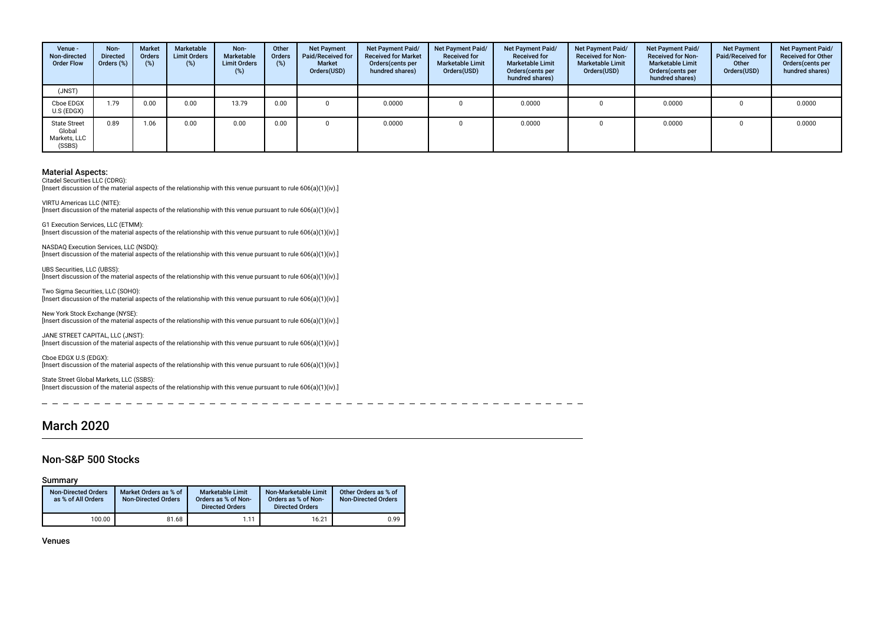| Venue - Non-directed Order Flow | Non-Directed Orders (%) | Market Orders (%) | Marketable Limit Orders (%) | Non-Marketable Limit Orders (%) | Other Orders (%) | Net Payment Paid/Received for Market Orders(USD) | Net Payment Paid/ Received for Market Orders(cents per hundred shares) | Net Payment Paid/ Received for Marketable Limit Orders(USD) | Net Payment Paid/ Received for Marketable Limit Orders(cents per hundred shares) | Net Payment Paid/ Received for Non-Marketable Limit Orders(USD) | Net Payment Paid/ Received for Non-Marketable Limit Orders(cents per hundred shares) | Net Payment Paid/Received for Other Orders(USD) | Net Payment Paid/ Received for Other Orders(cents per hundred shares) |
|---|---|---|---|---|---|---|---|---|---|---|---|---|---|
| (JNST) | | | | | | | | | | | | | |
| Cboe EDGX U.S (EDGX) | 1.79 | 0.00 | 0.00 | 13.79 | 0.00 | 0 | 0.0000 | 0 | 0.0000 | 0 | 0.0000 | 0 | 0.0000 |
| State Street Global Markets, LLC (SSBS) | 0.89 | 1.06 | 0.00 | 0.00 | 0.00 | 0 | 0.0000 | 0 | 0.0000 | 0 | 0.0000 | 0 | 0.0000 |

### Material Aspects:

Citadel Securities LLC (CDRG):
[Insert discussion of the material aspects of the relationship with this venue pursuant to rule 606(a)(1)(iv).]

VIRTU Americas LLC (NITE):
[Insert discussion of the material aspects of the relationship with this venue pursuant to rule 606(a)(1)(iv).]

G1 Execution Services, LLC (ETMM):
[Insert discussion of the material aspects of the relationship with this venue pursuant to rule 606(a)(1)(iv).]

NASDAQ Execution Services, LLC (NSDQ):
[Insert discussion of the material aspects of the relationship with this venue pursuant to rule 606(a)(1)(iv).]

UBS Securities, LLC (UBSS):
[Insert discussion of the material aspects of the relationship with this venue pursuant to rule 606(a)(1)(iv).]

Two Sigma Securities, LLC (SOHO):
[Insert discussion of the material aspects of the relationship with this venue pursuant to rule 606(a)(1)(iv).]

New York Stock Exchange (NYSE):
[Insert discussion of the material aspects of the relationship with this venue pursuant to rule 606(a)(1)(iv).]

JANE STREET CAPITAL, LLC (JNST):
[Insert discussion of the material aspects of the relationship with this venue pursuant to rule 606(a)(1)(iv).]

Cboe EDGX U.S (EDGX):
[Insert discussion of the material aspects of the relationship with this venue pursuant to rule 606(a)(1)(iv).]

State Street Global Markets, LLC (SSBS):
[Insert discussion of the material aspects of the relationship with this venue pursuant to rule 606(a)(1)(iv).]

# March 2020

## Non-S&P 500 Stocks

### Summary

| Non-Directed Orders as % of All Orders | Market Orders as % of Non-Directed Orders | Marketable Limit Orders as % of Non-Directed Orders | Non-Marketable Limit Orders as % of Non-Directed Orders | Other Orders as % of Non-Directed Orders |
|---|---|---|---|---|
| 100.00 | 81.68 | 1.11 | 16.21 | 0.99 |

### Venues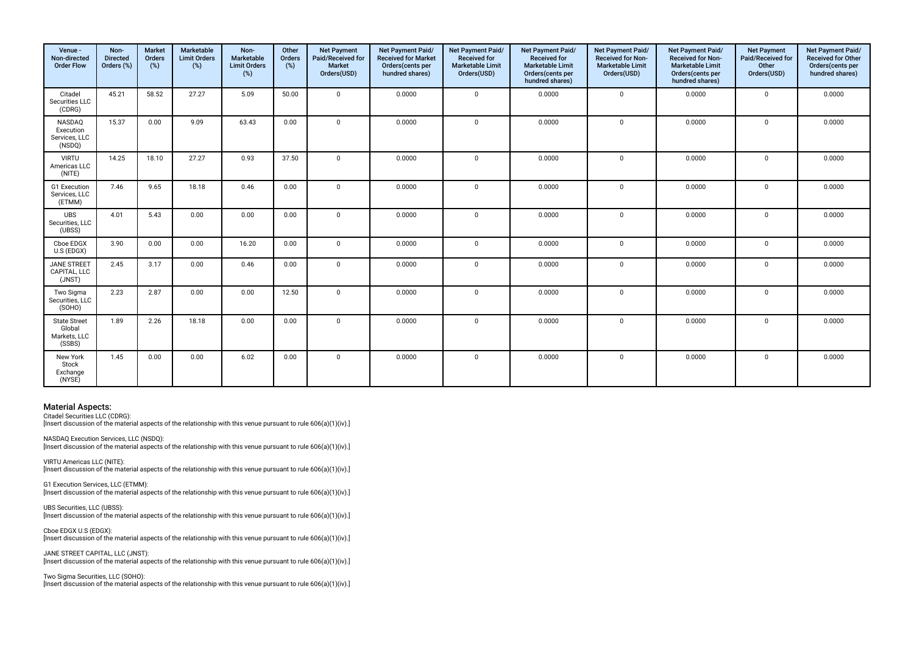| Venue - Non-directed Order Flow | Non-Directed Orders (%) | Market Orders (%) | Marketable Limit Orders (%) | Non-Marketable Limit Orders (%) | Other Orders (%) | Net Payment Paid/Received for Market Orders(USD) | Net Payment Paid/ Received for Market Orders(cents per hundred shares) | Net Payment Paid/ Received for Marketable Limit Orders(USD) | Net Payment Paid/ Received for Marketable Limit Orders(cents per hundred shares) | Net Payment Paid/ Received for Non-Marketable Limit Orders(USD) | Net Payment Paid/ Received for Non-Marketable Limit Orders(cents per hundred shares) | Net Payment Paid/Received for Other Orders(USD) | Net Payment Paid/ Received for Other Orders(cents per hundred shares) |
|---|---|---|---|---|---|---|---|---|---|---|---|---|---|
| Citadel Securities LLC (CDRG) | 45.21 | 58.52 | 27.27 | 5.09 | 50.00 | 0 | 0.0000 | 0 | 0.0000 | 0 | 0.0000 | 0 | 0.0000 |
| NASDAQ Execution Services, LLC (NSDQ) | 15.37 | 0.00 | 9.09 | 63.43 | 0.00 | 0 | 0.0000 | 0 | 0.0000 | 0 | 0.0000 | 0 | 0.0000 |
| VIRTU Americas LLC (NITE) | 14.25 | 18.10 | 27.27 | 0.93 | 37.50 | 0 | 0.0000 | 0 | 0.0000 | 0 | 0.0000 | 0 | 0.0000 |
| G1 Execution Services, LLC (ETMM) | 7.46 | 9.65 | 18.18 | 0.46 | 0.00 | 0 | 0.0000 | 0 | 0.0000 | 0 | 0.0000 | 0 | 0.0000 |
| UBS Securities, LLC (UBSS) | 4.01 | 5.43 | 0.00 | 0.00 | 0.00 | 0 | 0.0000 | 0 | 0.0000 | 0 | 0.0000 | 0 | 0.0000 |
| Cboe EDGX U.S (EDGX) | 3.90 | 0.00 | 0.00 | 16.20 | 0.00 | 0 | 0.0000 | 0 | 0.0000 | 0 | 0.0000 | 0 | 0.0000 |
| JANE STREET CAPITAL, LLC (JNST) | 2.45 | 3.17 | 0.00 | 0.46 | 0.00 | 0 | 0.0000 | 0 | 0.0000 | 0 | 0.0000 | 0 | 0.0000 |
| Two Sigma Securities, LLC (SOHO) | 2.23 | 2.87 | 0.00 | 0.00 | 12.50 | 0 | 0.0000 | 0 | 0.0000 | 0 | 0.0000 | 0 | 0.0000 |
| State Street Global Markets, LLC (SSBS) | 1.89 | 2.26 | 18.18 | 0.00 | 0.00 | 0 | 0.0000 | 0 | 0.0000 | 0 | 0.0000 | 0 | 0.0000 |
| New York Stock Exchange (NYSE) | 1.45 | 0.00 | 0.00 | 6.02 | 0.00 | 0 | 0.0000 | 0 | 0.0000 | 0 | 0.0000 | 0 | 0.0000 |

## Material Aspects:

Citadel Securities LLC (CDRG):
[Insert discussion of the material aspects of the relationship with this venue pursuant to rule 606(a)(1)(iv).]

NASDAQ Execution Services, LLC (NSDQ):
[Insert discussion of the material aspects of the relationship with this venue pursuant to rule 606(a)(1)(iv).]

VIRTU Americas LLC (NITE):
[Insert discussion of the material aspects of the relationship with this venue pursuant to rule 606(a)(1)(iv).]

G1 Execution Services, LLC (ETMM):
[Insert discussion of the material aspects of the relationship with this venue pursuant to rule 606(a)(1)(iv).]

UBS Securities, LLC (UBSS):
[Insert discussion of the material aspects of the relationship with this venue pursuant to rule 606(a)(1)(iv).]

Cboe EDGX U.S (EDGX):
[Insert discussion of the material aspects of the relationship with this venue pursuant to rule 606(a)(1)(iv).]

JANE STREET CAPITAL, LLC (JNST):
[Insert discussion of the material aspects of the relationship with this venue pursuant to rule 606(a)(1)(iv).]

Two Sigma Securities, LLC (SOHO):
[Insert discussion of the material aspects of the relationship with this venue pursuant to rule 606(a)(1)(iv).]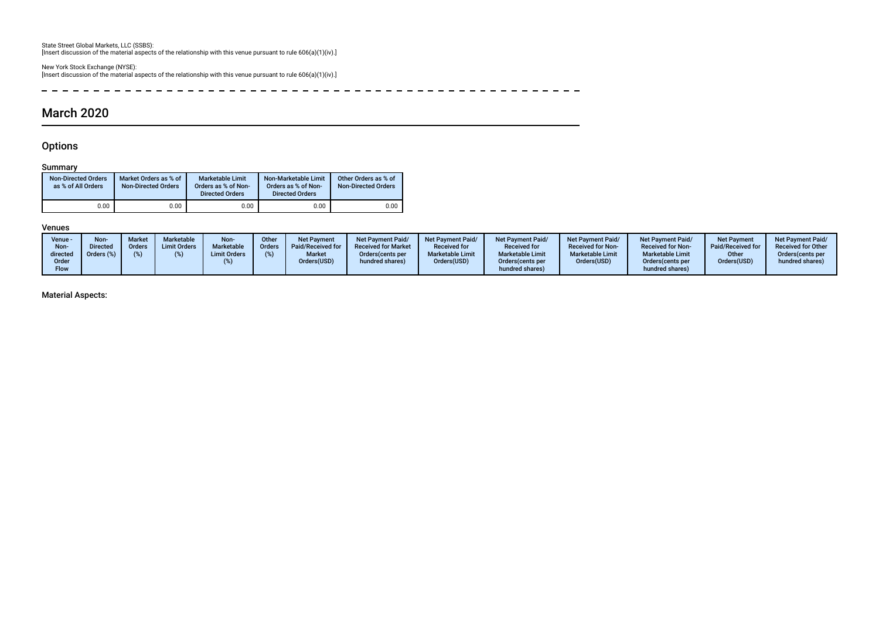State State Global Markets, LLC (SSBS):
[Insert discussion of the material aspects of the relationship with this venue pursuant to rule 606(a)(1)(iv).]

New York Stock Exchange (NYSE):
[Insert discussion of the material aspects of the relationship with this venue pursuant to rule 606(a)(1)(iv).]

## March 2020

### Options

#### Summary

| Non-Directed Orders as % of All Orders | Market Orders as % of Non-Directed Orders | Marketable Limit Orders as % of Non-Directed Orders | Non-Marketable Limit Orders as % of Non-Directed Orders | Other Orders as % of Non-Directed Orders |
|---|---|---|---|---|
| 0.00 | 0.00 | 0.00 | 0.00 | 0.00 |

#### Venues

| Venue - Non-directed Order Flow | Non-Directed Orders (%) | Market Orders (%) | Marketable Limit Orders (%) | Non-Marketable Limit Orders (%) | Other Orders (%) | Net Payment Paid/Received for Market Orders(USD) | Net Payment Paid/ Received for Market Orders(cents per hundred shares) | Net Payment Paid/ Received for Marketable Limit Orders(USD) | Net Payment Paid/ Received for Marketable Limit Orders(cents per hundred shares) | Net Payment Paid/ Received for Non-Marketable Limit Orders(USD) | Net Payment Paid/ Received for Non-Marketable Limit Orders(cents per hundred shares) | Net Payment Paid/Received for Other Orders(USD) | Net Payment Paid/ Received for Other Orders(cents per hundred shares) |
|---|---|---|---|---|---|---|---|---|---|---|---|---|---|

Material Aspects: